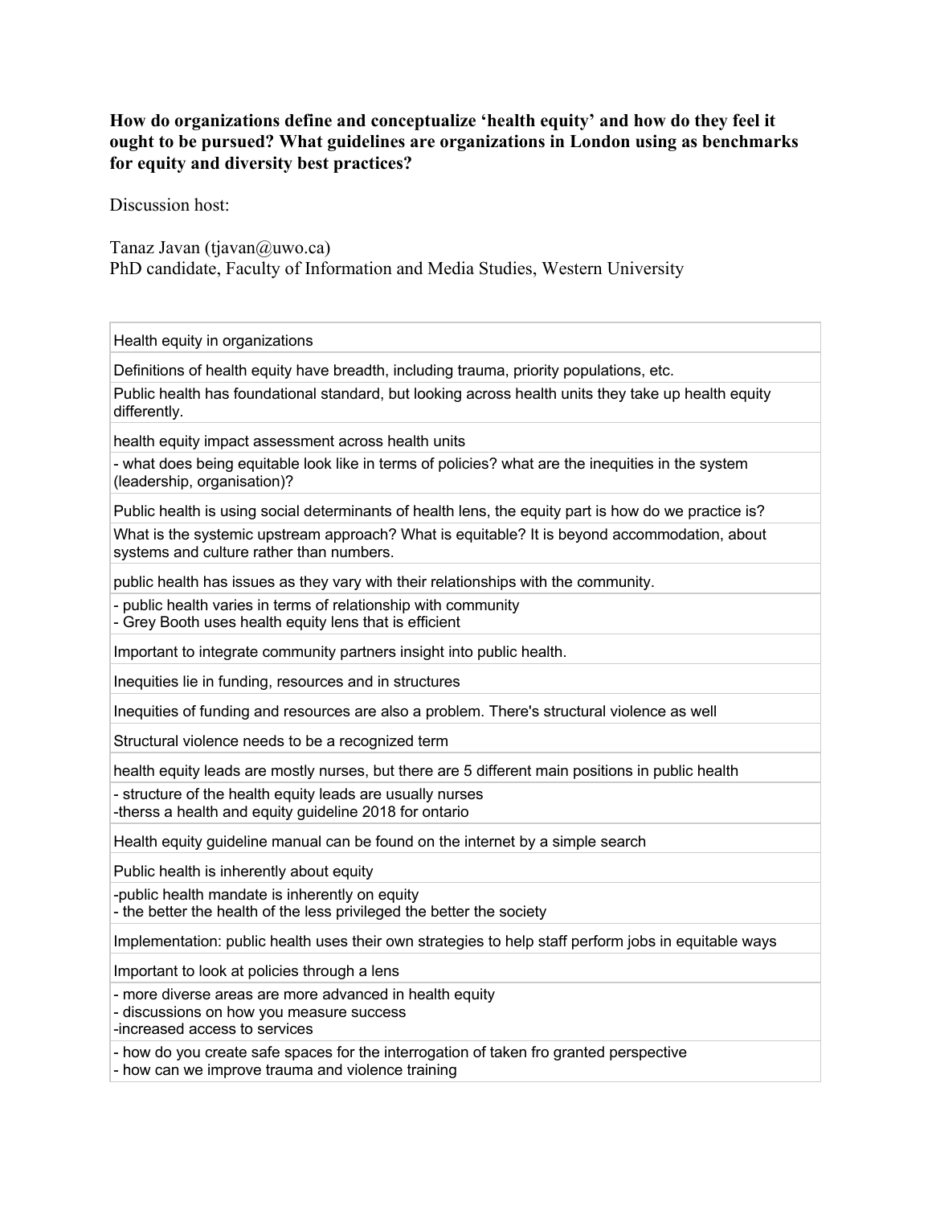**How do organizations define and conceptualize 'health equity' and how do they feel it ought to be pursued? What guidelines are organizations in London using as benchmarks for equity and diversity best practices?**

Discussion host:

Tanaz Javan (tjavan@uwo.ca)
PhD candidate, Faculty of Information and Media Studies, Western University

| Health equity in organizations |
| --- |
| Definitions of health equity have breadth, including trauma, priority populations, etc. |
| Public health has foundational standard, but looking across health units they take up health equity differently. |
| health equity impact assessment across health units |
| - what does being equitable look like in terms of policies? what are the inequities in the system (leadership, organisation)? |
| Public health is using social determinants of health lens, the equity part is how do we practice is? |
| What is the systemic upstream approach? What is equitable? It is beyond accommodation, about systems and culture rather than numbers. |
| public health has issues as they vary with their relationships with the community. |
| - public health varies in terms of relationship with community<br>- Grey Booth uses health equity lens that is efficient |
| Important to integrate community partners insight into public health. |
| Inequities lie in funding, resources and in structures |
| Inequities of funding and resources are also a problem. There's structural violence as well |
| Structural violence needs to be a recognized term |
| health equity leads are mostly nurses, but there are 5 different main positions in public health |
| - structure of the health equity leads are usually nurses<br>-therss a health and equity guideline 2018 for ontario |
| Health equity guideline manual can be found on the internet by a simple search |
| Public health is inherently about equity |
| -public health mandate is inherently on equity<br>- the better the health of the less privileged the better the society |
| Implementation: public health uses their own strategies to help staff perform jobs in equitable ways |
| Important to look at policies through a lens |
| - more diverse areas are more advanced in health equity<br>- discussions on how you measure success<br>-increased access to services |
| - how do you create safe spaces for the interrogation of taken fro granted perspective<br>- how can we improve trauma and violence training |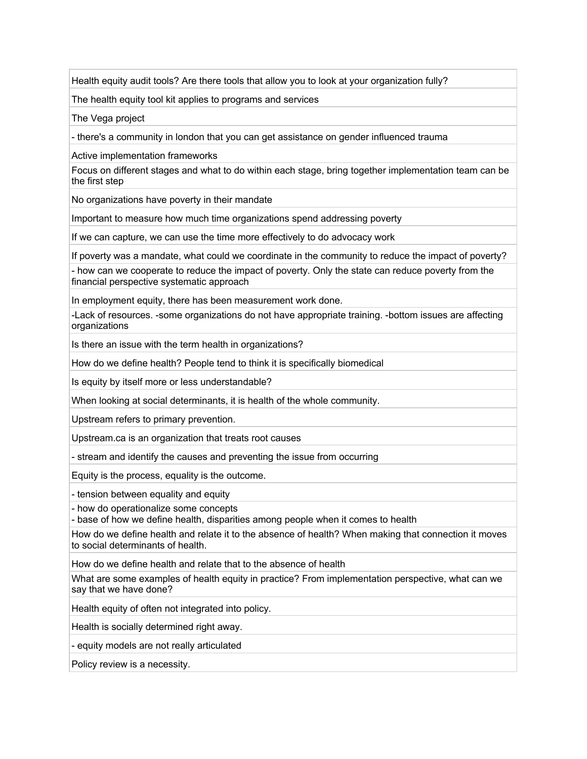| |
|---|
| Health equity audit tools? Are there tools that allow you to look at your organization fully? |
| The health equity tool kit applies to programs and services |
| The Vega project |
| - there's a community in london that you can get assistance on gender influenced trauma |
| Active implementation frameworks |
| Focus on different stages and what to do within each stage, bring together implementation team can be the first step |
| No organizations have poverty in their mandate |
| Important to measure how much time organizations spend addressing poverty |
| If we can capture, we can use the time more effectively to do advocacy work |
| If poverty was a mandate, what could we coordinate in the community to reduce the impact of poverty? |
| - how can we cooperate to reduce the impact of poverty. Only the state can reduce poverty from the financial perspective systematic approach |
| In employment equity, there has been measurement work done. |
| -Lack of resources. -some organizations do not have appropriate training. -bottom issues are affecting organizations |
| Is there an issue with the term health in organizations? |
| How do we define health? People tend to think it is specifically biomedical |
| Is equity by itself more or less understandable? |
| When looking at social determinants, it is health of the whole community. |
| Upstream refers to primary prevention. |
| Upstream.ca is an organization that treats root causes |
| - stream and identify the causes and preventing the issue from occurring |
| Equity is the process, equality is the outcome. |
| - tension between equality and equity |
| - how do operationalize some concepts<br>- base of how we define health, disparities among people when it comes to health |
| How do we define health and relate it to the absence of health? When making that connection it moves to social determinants of health. |
| How do we define health and relate that to the absence of health |
| What are some examples of health equity in practice? From implementation perspective, what can we say that we have done? |
| Health equity of often not integrated into policy. |
| Health is socially determined right away. |
| - equity models are not really articulated |
| Policy review is a necessity. |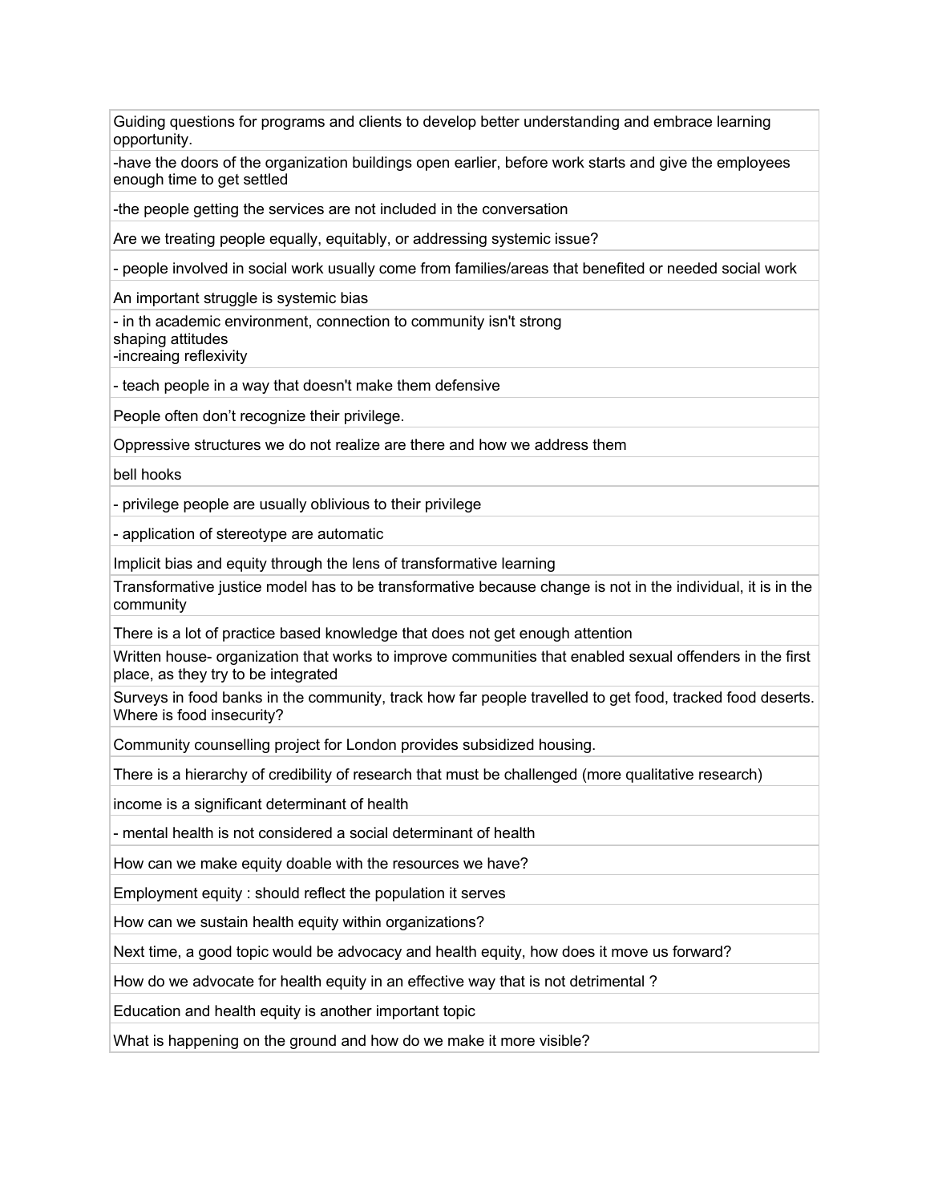| Guiding questions for programs and clients to develop better understanding and embrace learning opportunity. |
|---|
| -have the doors of the organization buildings open earlier, before work starts and give the employees enough time to get settled |
| -the people getting the services are not included in the conversation |
| Are we treating people equally, equitably, or addressing systemic issue? |
| - people involved in social work usually come from families/areas that benefited or needed social work |
| An important struggle is systemic bias |
| - in th academic environment, connection to community isn't strong<br>shaping attitudes<br>-increaing reflexivity |
| - teach people in a way that doesn't make them defensive |
| People often don't recognize their privilege. |
| Oppressive structures we do not realize are there and how we address them |
| bell hooks |
| - privilege people are usually oblivious to their privilege |
| - application of stereotype are automatic |
| Implicit bias and equity through the lens of transformative learning |
| Transformative justice model has to be transformative because change is not in the individual, it is in the community |
| There is a lot of practice based knowledge that does not get enough attention |
| Written house- organization that works to improve communities that enabled sexual offenders in the first place, as they try to be integrated |
| Surveys in food banks in the community, track how far people travelled to get food, tracked food deserts. Where is food insecurity? |
| Community counselling project for London provides subsidized housing. |
| There is a hierarchy of credibility of research that must be challenged (more qualitative research) |
| income is a significant determinant of health |
| - mental health is not considered a social determinant of health |
| How can we make equity doable with the resources we have? |
| Employment equity : should reflect the population it serves |
| How can we sustain health equity within organizations? |
| Next time, a good topic would be advocacy and health equity, how does it move us forward? |
| How do we advocate for health equity in an effective way that is not detrimental ? |
| Education and health equity is another important topic |
| What is happening on the ground and how do we make it more visible? |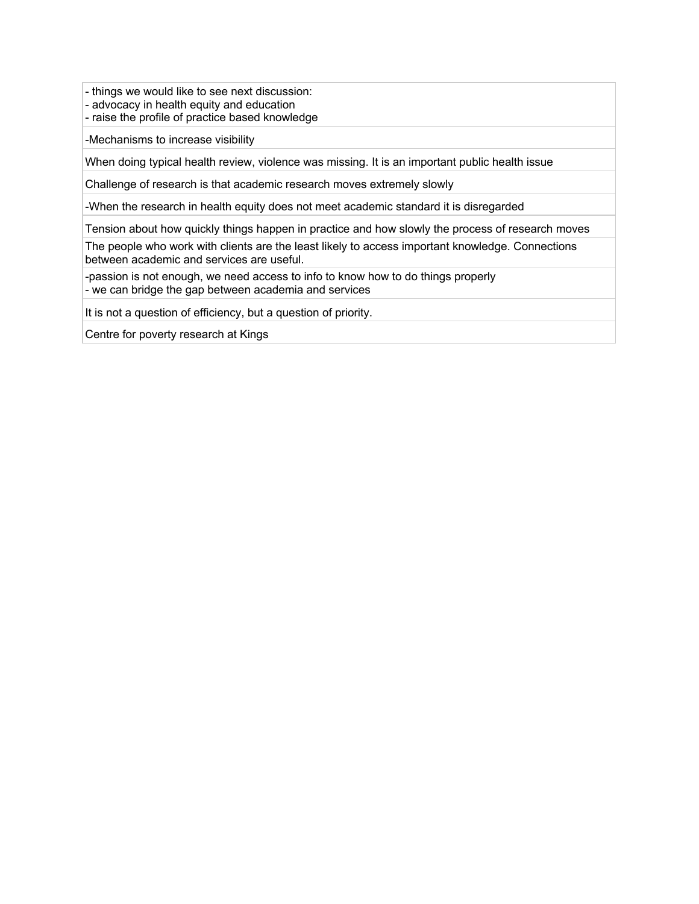| |
|---|
| - things we would like to see next discussion:<br>- advocacy in health equity and education<br>- raise the profile of practice based knowledge |
| -Mechanisms to increase visibility |
| When doing typical health review, violence was missing. It is an important public health issue |
| Challenge of research is that academic research moves extremely slowly |
| -When the research in health equity does not meet academic standard it is disregarded |
| Tension about how quickly things happen in practice and how slowly the process of research moves |
| The people who work with clients are the least likely to access important knowledge. Connections between academic and services are useful. |
| -passion is not enough, we need access to info to know how to do things properly<br>- we can bridge the gap between academia and services |
| It is not a question of efficiency, but a question of priority. |
| Centre for poverty research at Kings |